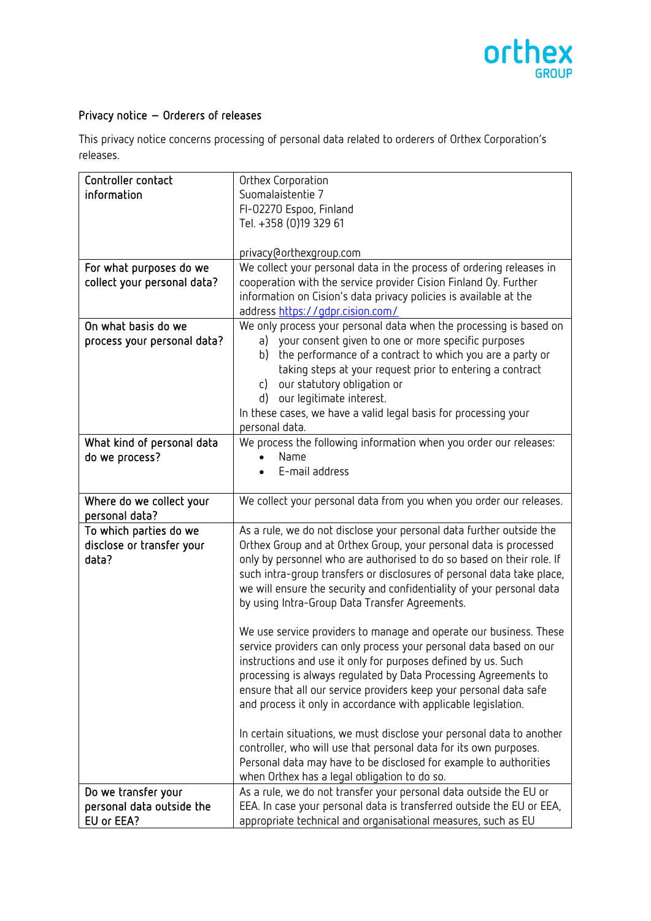## Privacy notice – Orderers of releases

This privacy notice concerns processing of personal data related to orderers of Orthex Corporation's releases.

| Controller contact information | Orthex Corporation<br>Suomalaistentie 7<br>FI-02270 Espoo, Finland<br>Tel. +358 (0)19 329 61<br><br>privacy@orthexgroup.com |
|---|---|
| For what purposes do we collect your personal data? | We collect your personal data in the process of ordering releases in cooperation with the service provider Cision Finland Oy. Further information on Cision's data privacy policies is available at the address [https://gdpr.cision.com/](https://gdpr.cision.com/) |
| On what basis do we process your personal data? | We only process your personal data when the processing is based on<br>a) your consent given to one or more specific purposes<br>b) the performance of a contract to which you are a party or taking steps at your request prior to entering a contract<br>c) our statutory obligation or<br>d) our legitimate interest.<br>In these cases, we have a valid legal basis for processing your personal data. |
| What kind of personal data do we process? | We process the following information when you order our releases:<br>• Name<br>• E-mail address |
| Where do we collect your personal data? | We collect your personal data from you when you order our releases. |
| To which parties do we disclose or transfer your data? | As a rule, we do not disclose your personal data further outside the Orthex Group and at Orthex Group, your personal data is processed only by personnel who are authorised to do so based on their role. If such intra-group transfers or disclosures of personal data take place, we will ensure the security and confidentiality of your personal data by using Intra-Group Data Transfer Agreements.<br><br>We use service providers to manage and operate our business. These service providers can only process your personal data based on our instructions and use it only for purposes defined by us. Such processing is always regulated by Data Processing Agreements to ensure that all our service providers keep your personal data safe and process it only in accordance with applicable legislation.<br><br>In certain situations, we must disclose your personal data to another controller, who will use that personal data for its own purposes. Personal data may have to be disclosed for example to authorities when Orthex has a legal obligation to do so. |
| Do we transfer your personal data outside the EU or EEA? | As a rule, we do not transfer your personal data outside the EU or EEA. In case your personal data is transferred outside the EU or EEA, appropriate technical and organisational measures, such as EU |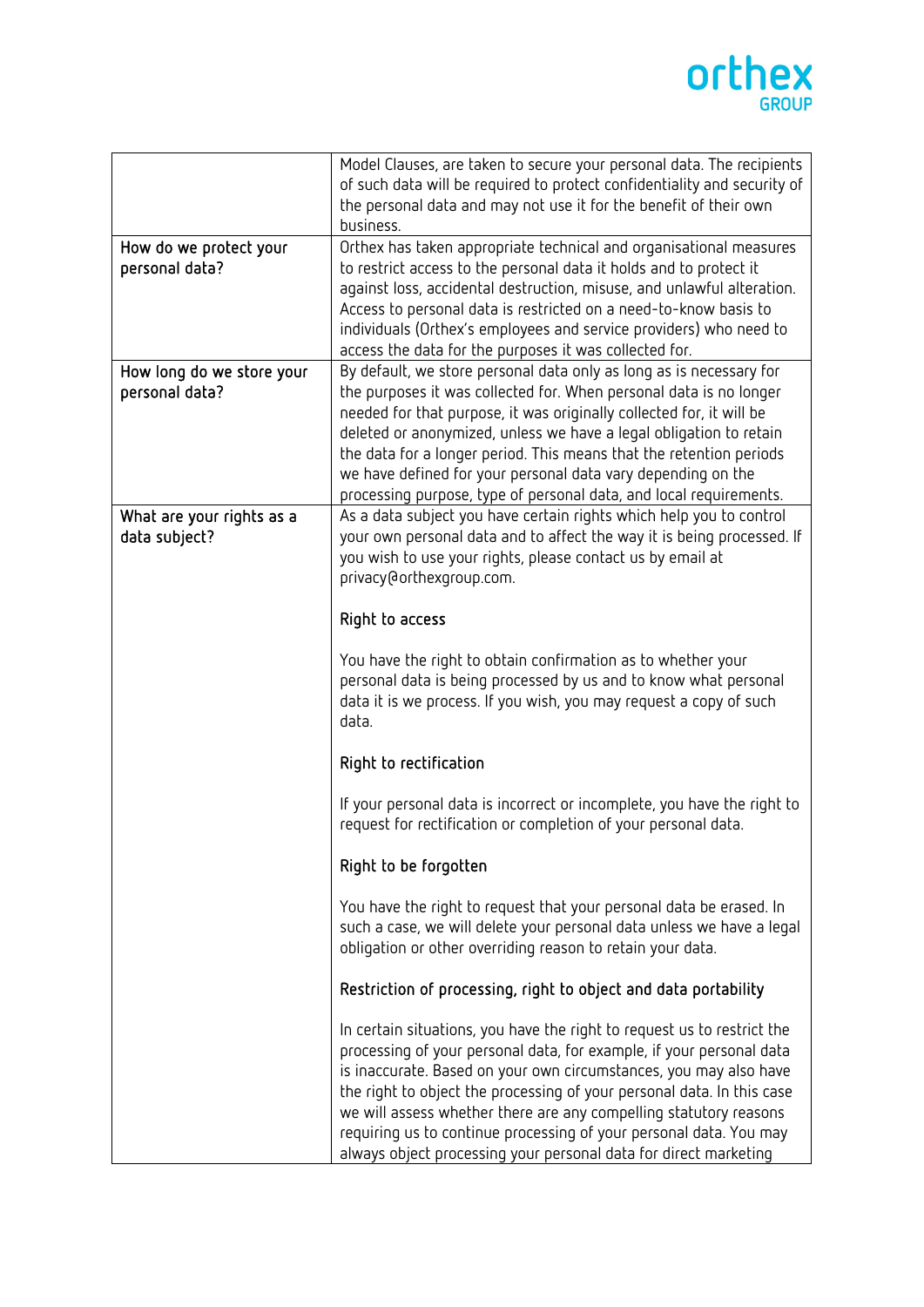| | |
|---|---|
| | Model Clauses, are taken to secure your personal data. The recipients of such data will be required to protect confidentiality and security of the personal data and may not use it for the benefit of their own business. |
| How do we protect your personal data? | Orthex has taken appropriate technical and organisational measures to restrict access to the personal data it holds and to protect it against loss, accidental destruction, misuse, and unlawful alteration. Access to personal data is restricted on a need-to-know basis to individuals (Orthex's employees and service providers) who need to access the data for the purposes it was collected for. |
| How long do we store your personal data? | By default, we store personal data only as long as is necessary for the purposes it was collected for. When personal data is no longer needed for that purpose, it was originally collected for, it will be deleted or anonymized, unless we have a legal obligation to retain the data for a longer period. This means that the retention periods we have defined for your personal data vary depending on the processing purpose, type of personal data, and local requirements. |
| What are your rights as a data subject? | As a data subject you have certain rights which help you to control your own personal data and to affect the way it is being processed. If you wish to use your rights, please contact us by email at privacy@orthexgroup.com.<br><br>**Right to access**<br><br>You have the right to obtain confirmation as to whether your personal data is being processed by us and to know what personal data it is we process. If you wish, you may request a copy of such data.<br><br>**Right to rectification**<br><br>If your personal data is incorrect or incomplete, you have the right to request for rectification or completion of your personal data.<br><br>**Right to be forgotten**<br><br>You have the right to request that your personal data be erased. In such a case, we will delete your personal data unless we have a legal obligation or other overriding reason to retain your data.<br><br>**Restriction of processing, right to object and data portability**<br><br>In certain situations, you have the right to request us to restrict the processing of your personal data, for example, if your personal data is inaccurate. Based on your own circumstances, you may also have the right to object the processing of your personal data. In this case we will assess whether there are any compelling statutory reasons requiring us to continue processing of your personal data. You may always object processing your personal data for direct marketing |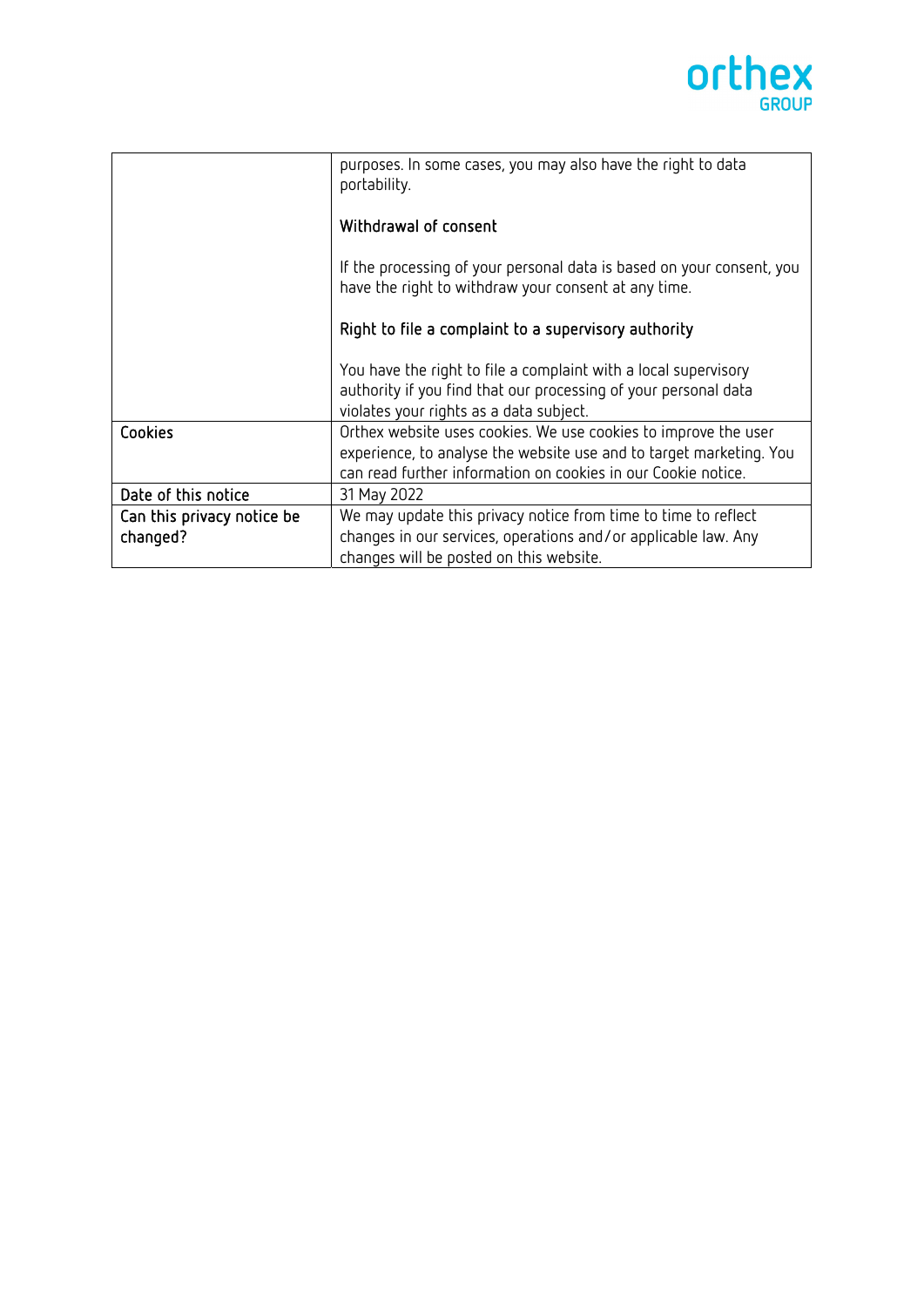| | |
|---|---|
| | purposes. In some cases, you may also have the right to data portability.<br><br>**Withdrawal of consent**<br><br>If the processing of your personal data is based on your consent, you have the right to withdraw your consent at any time.<br><br>**Right to file a complaint to a supervisory authority**<br><br>You have the right to file a complaint with a local supervisory authority if you find that our processing of your personal data violates your rights as a data subject. |
| Cookies | Orthex website uses cookies. We use cookies to improve the user experience, to analyse the website use and to target marketing. You can read further information on cookies in our Cookie notice. |
| Date of this notice | 31 May 2022 |
| Can this privacy notice be changed? | We may update this privacy notice from time to time to reflect changes in our services, operations and/or applicable law. Any changes will be posted on this website. |